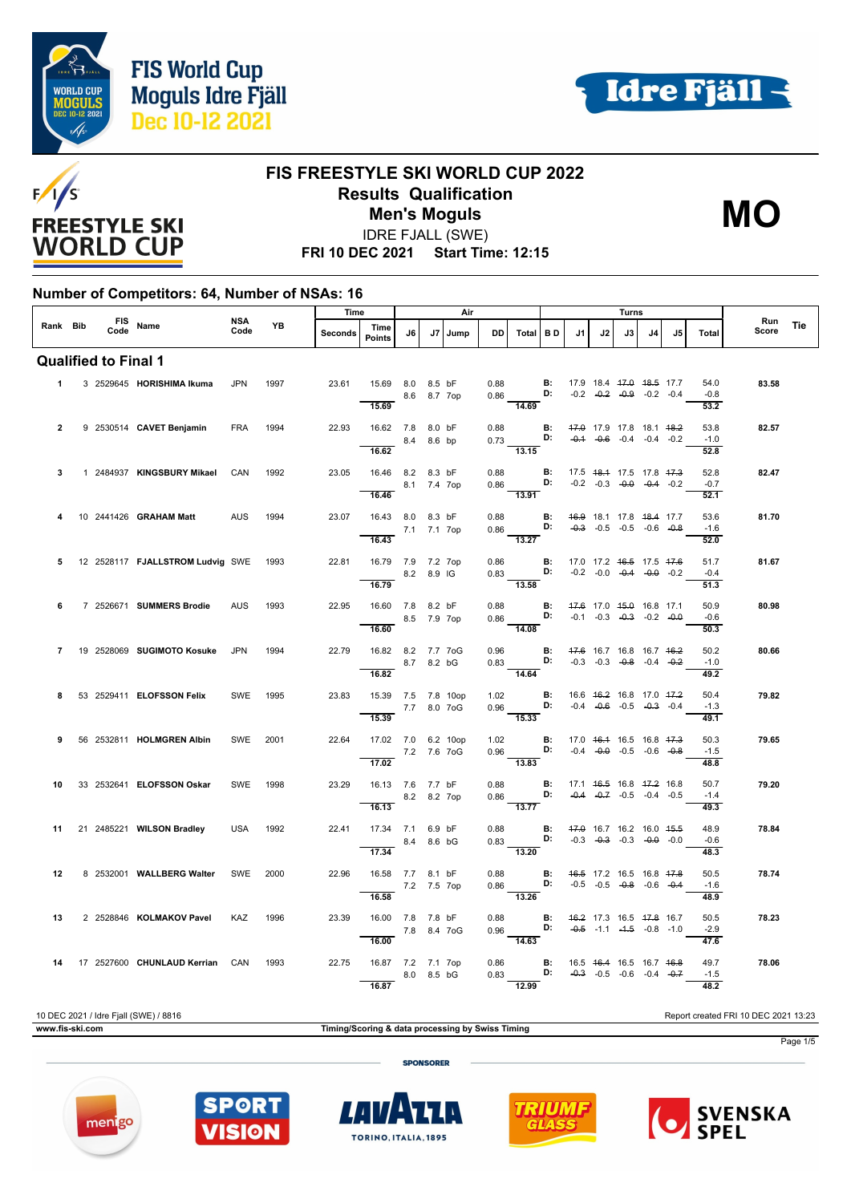# FIS FREESTYLE SKI WORLD CUP 2022

## Results Qualification

## Men's Moguls

IDRE FJALL (SWE)

**FRI 10 DEC 2021 Start Time: 12:15**

**MO**

FIS World Cup Moguls Idre Fjäll Dec 10-12 2021

### Number of Competitors: 64, Number of NSAs: 16

| Rank | Bib | FIS Code | Name | NSA Code | YB | Time Seconds | Time Points | J6 | J7 | Jump | DD | Air Total | B D | J1 | J2 | J3 | J4 | J5 | Turns Total | Run Score | Tie |
|---|---|---|---|---|---|---|---|---|---|---|---|---|---|---|---|---|---|---|---|---|---|
| **Qualified to Final 1** | | | | | | | | | | | | | | | | | | | | | |
| 1 | 3 | 2529645 | **HORISHIMA Ikuma** | JPN | 1997 | 23.61 | 15.69 | 8.0 | 8.5 | bF | 0.88 | | B: | 17.9 | 18.4 | ~~17.0~~ | ~~18.5~~ | 17.7 | 54.0 | **83.58** | |
| | | | | | | | | 8.6 | 8.7 | 7op | 0.86 | | D: | -0.2 | ~~-0.2~~ | ~~-0.9~~ | -0.2 | -0.4 | -0.8 | | |
| | | | | | | | 15.69 | | | | | 14.69 | | | | | | | 53.2 | | |
| 2 | 9 | 2530514 | **CAVET Benjamin** | FRA | 1994 | 22.93 | 16.62 | 7.8 | 8.0 | bF | 0.88 | | B: | ~~17.0~~ | 17.9 | 17.8 | 18.1 | ~~18.2~~ | 53.8 | **82.57** | |
| | | | | | | | | 8.4 | 8.6 | bp | 0.73 | | D: | ~~-0.1~~ | ~~-0.6~~ | -0.4 | -0.4 | -0.2 | -1.0 | | |
| | | | | | | | 16.62 | | | | | 13.15 | | | | | | | 52.8 | | |
| 3 | 1 | 2484937 | **KINGSBURY Mikael** | CAN | 1992 | 23.05 | 16.46 | 8.2 | 8.3 | bF | 0.88 | | B: | 17.5 | ~~18.1~~ | 17.5 | 17.8 | ~~17.3~~ | 52.8 | **82.47** | |
| | | | | | | | | 8.1 | 7.4 | 7op | 0.86 | | D: | -0.2 | -0.3 | ~~-0.0~~ | ~~-0.4~~ | -0.2 | -0.7 | | |
| | | | | | | | 16.46 | | | | | 13.91 | | | | | | | 52.1 | | |
| 4 | 10 | 2441426 | **GRAHAM Matt** | AUS | 1994 | 23.07 | 16.43 | 8.0 | 8.3 | bF | 0.88 | | B: | ~~16.9~~ | 18.1 | 17.8 | ~~18.4~~ | 17.7 | 53.6 | **81.70** | |
| | | | | | | | | 7.1 | 7.1 | 7op | 0.86 | | D: | ~~-0.3~~ | -0.5 | -0.5 | -0.6 | ~~-0.8~~ | -1.6 | | |
| | | | | | | | 16.43 | | | | | 13.27 | | | | | | | 52.0 | | |
| 5 | 12 | 2528117 | **FJALLSTROM Ludvig** | SWE | 1993 | 22.81 | 16.79 | 7.9 | 7.2 | 7op | 0.86 | | B: | 17.0 | 17.2 | ~~16.5~~ | 17.5 | ~~17.6~~ | 51.7 | **81.67** | |
| | | | | | | | | 8.2 | 8.9 | IG | 0.83 | | D: | -0.2 | -0.0 | ~~-0.4~~ | ~~-0.0~~ | -0.2 | -0.4 | | |
| | | | | | | | 16.79 | | | | | 13.58 | | | | | | | 51.3 | | |
| 6 | 7 | 2526671 | **SUMMERS Brodie** | AUS | 1993 | 22.95 | 16.60 | 7.8 | 8.2 | bF | 0.88 | | B: | ~~17.6~~ | 17.0 | ~~15.0~~ | 16.8 | 17.1 | 50.9 | **80.98** | |
| | | | | | | | | 8.5 | 7.9 | 7op | 0.86 | | D: | -0.1 | -0.3 | ~~-0.3~~ | -0.2 | ~~-0.0~~ | -0.6 | | |
| | | | | | | | 16.60 | | | | | 14.08 | | | | | | | 50.3 | | |
| 7 | 19 | 2528069 | **SUGIMOTO Kosuke** | JPN | 1994 | 22.79 | 16.82 | 8.2 | 7.7 | 7oG | 0.96 | | B: | ~~17.6~~ | 16.7 | 16.8 | 16.7 | ~~16.2~~ | 50.2 | **80.66** | |
| | | | | | | | | 8.7 | 8.2 | bG | 0.83 | | D: | -0.3 | -0.3 | ~~-0.8~~ | -0.4 | ~~-0.2~~ | -1.0 | | |
| | | | | | | | 16.82 | | | | | 14.64 | | | | | | | 49.2 | | |
| 8 | 53 | 2529411 | **ELOFSSON Felix** | SWE | 1995 | 23.83 | 15.39 | 7.5 | 7.8 | 10op | 1.02 | | B: | 16.6 | ~~16.2~~ | 16.8 | 17.0 | ~~17.2~~ | 50.4 | **79.82** | |
| | | | | | | | | 7.7 | 8.0 | 7oG | 0.96 | | D: | -0.4 | ~~-0.6~~ | -0.5 | ~~-0.3~~ | -0.4 | -1.3 | | |
| | | | | | | | 15.39 | | | | | 15.33 | | | | | | | 49.1 | | |
| 9 | 56 | 2532811 | **HOLMGREN Albin** | SWE | 2001 | 22.64 | 17.02 | 7.0 | 6.2 | 10op | 1.02 | | B: | 17.0 | ~~16.1~~ | 16.5 | 16.8 | ~~17.3~~ | 50.3 | **79.65** | |
| | | | | | | | | 7.2 | 7.6 | 7oG | 0.96 | | D: | -0.4 | ~~-0.0~~ | -0.5 | -0.6 | ~~-0.8~~ | -1.5 | | |
| | | | | | | | 17.02 | | | | | 13.83 | | | | | | | 48.8 | | |
| 10 | 33 | 2532641 | **ELOFSSON Oskar** | SWE | 1998 | 23.29 | 16.13 | 7.6 | 7.7 | bF | 0.88 | | B: | 17.1 | ~~16.5~~ | 16.8 | ~~17.2~~ | 16.8 | 50.7 | **79.20** | |
| | | | | | | | | 8.2 | 8.2 | 7op | 0.86 | | D: | ~~-0.4~~ | ~~-0.7~~ | -0.5 | -0.4 | -0.5 | -1.4 | | |
| | | | | | | | 16.13 | | | | | 13.77 | | | | | | | 49.3 | | |
| 11 | 21 | 2485221 | **WILSON Bradley** | USA | 1992 | 22.41 | 17.34 | 7.1 | 6.9 | bF | 0.88 | | B: | ~~17.0~~ | 16.7 | 16.2 | 16.0 | ~~15.5~~ | 48.9 | **78.84** | |
| | | | | | | | | 8.4 | 8.6 | bG | 0.83 | | D: | -0.3 | ~~-0.3~~ | -0.3 | ~~-0.0~~ | -0.0 | -0.6 | | |
| | | | | | | | 17.34 | | | | | 13.20 | | | | | | | 48.3 | | |
| 12 | 8 | 2532001 | **WALLBERG Walter** | SWE | 2000 | 22.96 | 16.58 | 7.7 | 8.1 | bF | 0.88 | | B: | ~~16.5~~ | 17.2 | 16.5 | 16.8 | ~~17.8~~ | 50.5 | **78.74** | |
| | | | | | | | | 7.2 | 7.5 | 7op | 0.86 | | D: | -0.5 | -0.5 | ~~-0.8~~ | -0.6 | ~~-0.4~~ | -1.6 | | |
| | | | | | | | 16.58 | | | | | 13.26 | | | | | | | 48.9 | | |
| 13 | 2 | 2528846 | **KOLMAKOV Pavel** | KAZ | 1996 | 23.39 | 16.00 | 7.8 | 7.8 | bF | 0.88 | | B: | ~~16.2~~ | 17.3 | 16.5 | ~~17.8~~ | 16.7 | 50.5 | **78.23** | |
| | | | | | | | | 7.8 | 8.4 | 7oG | 0.96 | | D: | ~~-0.5~~ | -1.1 | ~~-1.5~~ | -0.8 | -1.0 | -2.9 | | |
| | | | | | | | 16.00 | | | | | 14.63 | | | | | | | 47.6 | | |
| 14 | 17 | 2527600 | **CHUNLAUD Kerrian** | CAN | 1993 | 22.75 | 16.87 | 7.2 | 7.1 | 7op | 0.86 | | B: | 16.5 | ~~16.4~~ | 16.5 | 16.7 | ~~16.8~~ | 49.7 | **78.06** | |
| | | | | | | | | 8.0 | 8.5 | bG | 0.83 | | D: | ~~-0.3~~ | -0.5 | -0.6 | -0.4 | ~~-0.7~~ | -1.5 | | |
| | | | | | | | 16.87 | | | | | 12.99 | | | | | | | 48.2 | | |

10 DEC 2021 / Idre Fjall (SWE) / 8816 — Report created FRI 10 DEC 2021 13:23

www.fis-ski.com — Timing/Scoring & data processing by Swiss Timing

SPONSORER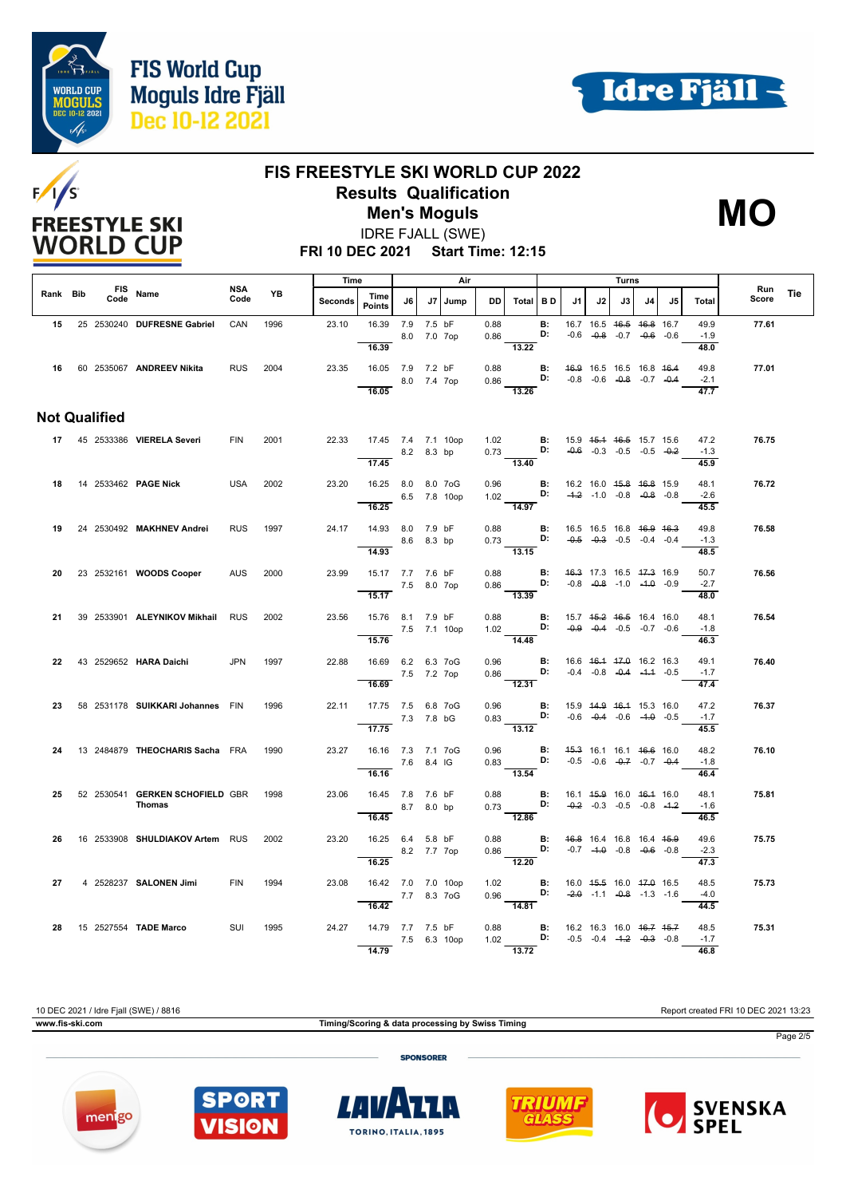# FIS FREESTYLE SKI WORLD CUP 2022

## Results Qualification

## Men's Moguls

IDRE FJALL (SWE)

**FRI 10 DEC 2021 Start Time: 12:15**

**MO**

| Rank | Bib | FIS Code | Name | NSA Code | YB | Time Seconds | Time Points | Air J6 | Air J7 | Jump | DD | Air Total | B D | J1 | J2 | J3 | J4 | J5 | Turns Total | Run Score | Tie |
|---|---|---|---|---|---|---|---|---|---|---|---|---|---|---|---|---|---|---|---|---|---|
| 15 | 25 | 2530240 | DUFRESNE Gabriel | CAN | 1996 | 23.10 | 16.39 | 7.9 | 7.5 | bF | 0.88 | | B: | 16.7 | 16.5 | ~~16.5~~ | ~~16.8~~ | 16.7 | 49.9 | 77.61 | |
| | | | | | | | | 8.0 | 7.0 | 7op | 0.86 | | D: | -0.6 | ~~-0.8~~ | -0.7 | ~~-0.6~~ | -0.6 | -1.9 | | |
| | | | | | | | 16.39 | | | | | 13.22 | | | | | | | 48.0 | | |
| 16 | 60 | 2535067 | ANDREEV Nikita | RUS | 2004 | 23.35 | 16.05 | 7.9 | 7.2 | bF | 0.88 | | B: | ~~16.9~~ | 16.5 | 16.5 | 16.8 | ~~16.4~~ | 49.8 | 77.01 | |
| | | | | | | | | 8.0 | 7.4 | 7op | 0.86 | | D: | -0.8 | -0.6 | ~~-0.8~~ | -0.7 | ~~-0.4~~ | -2.1 | | |
| | | | | | | | 16.05 | | | | | 13.26 | | | | | | | 47.7 | | |

## Not Qualified

| Rank | Bib | FIS Code | Name | NSA Code | YB | Time Seconds | Time Points | Air J6 | Air J7 | Jump | DD | Air Total | B D | J1 | J2 | J3 | J4 | J5 | Turns Total | Run Score | Tie |
|---|---|---|---|---|---|---|---|---|---|---|---|---|---|---|---|---|---|---|---|---|---|
| 17 | 45 | 2533386 | VIERELA Severi | FIN | 2001 | 22.33 | 17.45 | 7.4 | 7.1 | 10op | 1.02 | | B: | 15.9 | ~~15.1~~ | ~~16.5~~ | 15.7 | 15.6 | 47.2 | 76.75 | |
| | | | | | | | | 8.2 | 8.3 | bp | 0.73 | | D: | ~~-0.6~~ | -0.3 | -0.5 | -0.5 | ~~-0.2~~ | -1.3 | | |
| | | | | | | | 17.45 | | | | | 13.40 | | | | | | | 45.9 | | |
| 18 | 14 | 2533462 | PAGE Nick | USA | 2002 | 23.20 | 16.25 | 8.0 | 8.0 | 7oG | 0.96 | | B: | 16.2 | 16.0 | ~~15.8~~ | ~~16.8~~ | 15.9 | 48.1 | 76.72 | |
| | | | | | | | | 6.5 | 7.8 | 10op | 1.02 | | D: | ~~-1.2~~ | -1.0 | -0.8 | ~~-0.8~~ | -0.8 | -2.6 | | |
| | | | | | | | 16.25 | | | | | 14.97 | | | | | | | 45.5 | | |
| 19 | 24 | 2530492 | MAKHNEV Andrei | RUS | 1997 | 24.17 | 14.93 | 8.0 | 7.9 | bF | 0.88 | | B: | 16.5 | 16.5 | 16.8 | ~~16.9~~ | ~~16.3~~ | 49.8 | 76.58 | |
| | | | | | | | | 8.6 | 8.3 | bp | 0.73 | | D: | ~~-0.5~~ | ~~-0.3~~ | -0.5 | -0.4 | -0.4 | -1.3 | | |
| | | | | | | | 14.93 | | | | | 13.15 | | | | | | | 48.5 | | |
| 20 | 23 | 2532161 | WOODS Cooper | AUS | 2000 | 23.99 | 15.17 | 7.7 | 7.6 | bF | 0.88 | | B: | ~~16.3~~ | 17.3 | 16.5 | ~~17.3~~ | 16.9 | 50.7 | 76.56 | |
| | | | | | | | | 7.5 | 8.0 | 7op | 0.86 | | D: | -0.8 | ~~-0.8~~ | -1.0 | ~~-1.0~~ | -0.9 | -2.7 | | |
| | | | | | | | 15.17 | | | | | 13.39 | | | | | | | 48.0 | | |
| 21 | 39 | 2533901 | ALEYNIKOV Mikhail | RUS | 2002 | 23.56 | 15.76 | 8.1 | 7.9 | bF | 0.88 | | B: | 15.7 | ~~15.2~~ | ~~16.5~~ | 16.4 | 16.0 | 48.1 | 76.54 | |
| | | | | | | | | 7.5 | 7.1 | 10op | 1.02 | | D: | ~~-0.9~~ | ~~-0.4~~ | -0.5 | -0.7 | -0.6 | -1.8 | | |
| | | | | | | | 15.76 | | | | | 14.48 | | | | | | | 46.3 | | |
| 22 | 43 | 2529652 | HARA Daichi | JPN | 1997 | 22.88 | 16.69 | 6.2 | 6.3 | 7oG | 0.96 | | B: | 16.6 | ~~16.1~~ | ~~17.0~~ | 16.2 | 16.3 | 49.1 | 76.40 | |
| | | | | | | | | 7.5 | 7.2 | 7op | 0.86 | | D: | -0.4 | -0.8 | ~~-0.4~~ | ~~-1.1~~ | -0.5 | -1.7 | | |
| | | | | | | | 16.69 | | | | | 12.31 | | | | | | | 47.4 | | |
| 23 | 58 | 2531178 | SUIKKARI Johannes | FIN | 1996 | 22.11 | 17.75 | 7.5 | 6.8 | 7oG | 0.96 | | B: | 15.9 | ~~14.9~~ | ~~16.1~~ | 15.3 | 16.0 | 47.2 | 76.37 | |
| | | | | | | | | 7.3 | 7.8 | bG | 0.83 | | D: | -0.6 | ~~-0.4~~ | -0.6 | ~~-1.0~~ | -0.5 | -1.7 | | |
| | | | | | | | 17.75 | | | | | 13.12 | | | | | | | 45.5 | | |
| 24 | 13 | 2484879 | THEOCHARIS Sacha | FRA | 1990 | 23.27 | 16.16 | 7.3 | 7.1 | 7oG | 0.96 | | B: | ~~15.3~~ | 16.1 | 16.1 | ~~16.6~~ | 16.0 | 48.2 | 76.10 | |
| | | | | | | | | 7.6 | 8.4 | IG | 0.83 | | D: | -0.5 | -0.6 | ~~-0.7~~ | -0.7 | ~~-0.4~~ | -1.8 | | |
| | | | | | | | 16.16 | | | | | 13.54 | | | | | | | 46.4 | | |
| 25 | 52 | 2530541 | GERKEN SCHOFIELD Thomas | GBR | 1998 | 23.06 | 16.45 | 7.8 | 7.6 | bF | 0.88 | | B: | 16.1 | ~~15.9~~ | 16.0 | ~~16.1~~ | 16.0 | 48.1 | 75.81 | |
| | | | | | | | | 8.7 | 8.0 | bp | 0.73 | | D: | ~~-0.2~~ | -0.3 | -0.5 | -0.8 | ~~-1.2~~ | -1.6 | | |
| | | | | | | | 16.45 | | | | | 12.86 | | | | | | | 46.5 | | |
| 26 | 16 | 2533908 | SHULDIAKOV Artem | RUS | 2002 | 23.20 | 16.25 | 6.4 | 5.8 | bF | 0.88 | | B: | ~~16.8~~ | 16.4 | 16.8 | 16.4 | ~~15.9~~ | 49.6 | 75.75 | |
| | | | | | | | | 8.2 | 7.7 | 7op | 0.86 | | D: | -0.7 | ~~-1.0~~ | -0.8 | ~~-0.6~~ | -0.8 | -2.3 | | |
| | | | | | | | 16.25 | | | | | 12.20 | | | | | | | 47.3 | | |
| 27 | 4 | 2528237 | SALONEN Jimi | FIN | 1994 | 23.08 | 16.42 | 7.0 | 7.0 | 10op | 1.02 | | B: | 16.0 | ~~15.5~~ | 16.0 | ~~17.0~~ | 16.5 | 48.5 | 75.73 | |
| | | | | | | | | 7.7 | 8.3 | 7oG | 0.96 | | D: | ~~-2.0~~ | -1.1 | ~~-0.8~~ | -1.3 | -1.6 | -4.0 | | |
| | | | | | | | 16.42 | | | | | 14.81 | | | | | | | 44.5 | | |
| 28 | 15 | 2527554 | TADE Marco | SUI | 1995 | 24.27 | 14.79 | 7.7 | 7.5 | bF | 0.88 | | B: | 16.2 | 16.3 | 16.0 | ~~16.7~~ | ~~15.7~~ | 48.5 | 75.31 | |
| | | | | | | | | 7.5 | 6.3 | 10op | 1.02 | | D: | -0.5 | -0.4 | ~~-1.2~~ | ~~-0.3~~ | -0.8 | -1.7 | | |
| | | | | | | | 14.79 | | | | | 13.72 | | | | | | | 46.8 | | |

10 DEC 2021 / Idre Fjall (SWE) / 8816 — Report created FRI 10 DEC 2021 13:23

www.fis-ski.com — Timing/Scoring & data processing by Swiss Timing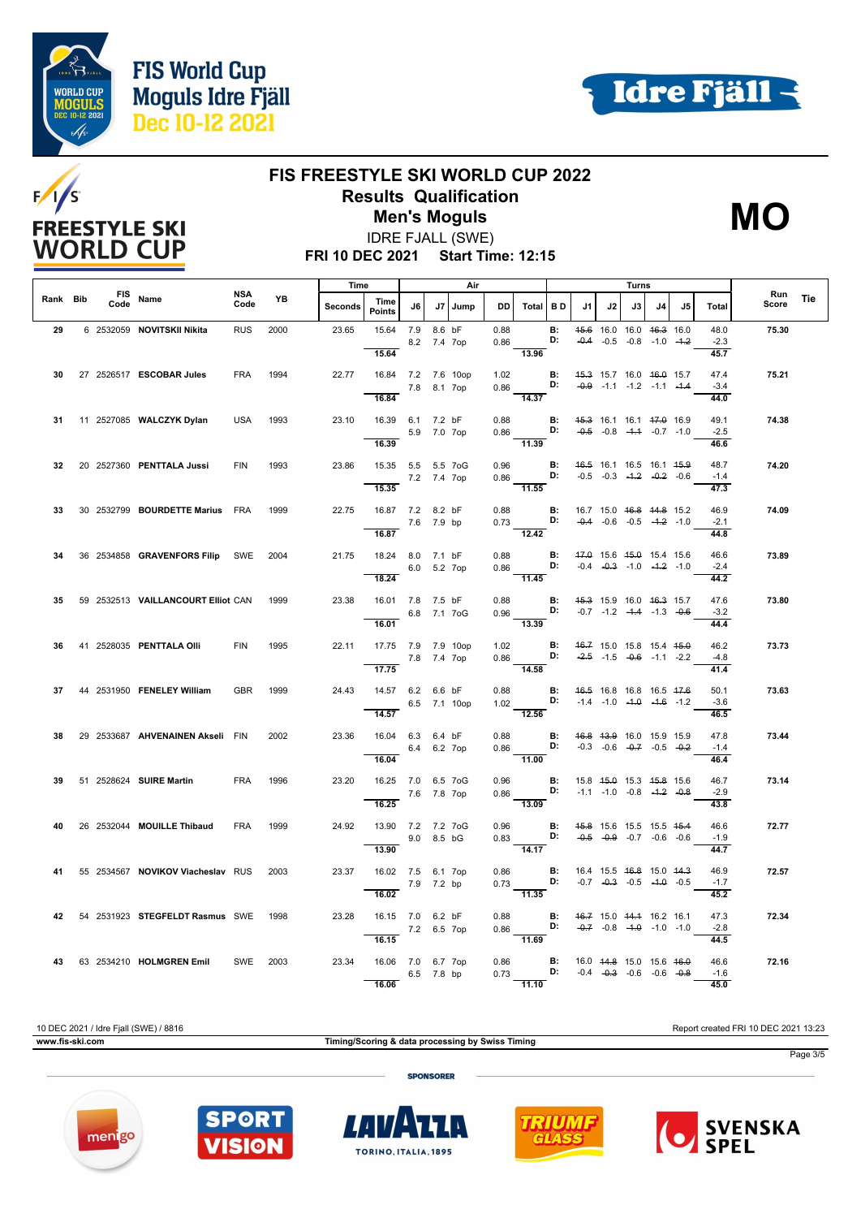# FIS FREESTYLE SKI WORLD CUP 2022

## Results Qualification

## Men's Moguls

**MO**

IDRE FJALL (SWE)

**FRI 10 DEC 2021 Start Time: 12:15**

| Rank | Bib | FIS Code | Name | NSA Code | YB | Time Seconds | Time Points | Air J6 | Air J7 | Jump | DD | Air Total | B D | J1 | J2 | J3 | J4 | J5 | Turns Total | Run Score | Tie |
|---|---|---|---|---|---|---|---|---|---|---|---|---|---|---|---|---|---|---|---|---|---|
| 29 | 6 | 2532059 | NOVITSKII Nikita | RUS | 2000 | 23.65 | 15.64 | 7.9 | 8.6 | bF | 0.88 | | B: | ~~15.6~~ | 16.0 | 16.0 | ~~16.3~~ | 16.0 | 48.0 | 75.30 | |
| | | | | | | | | 8.2 | 7.4 | 7op | 0.86 | | D: | ~~-0.4~~ | -0.5 | -0.8 | -1.0 | ~~-1.2~~ | -2.3 | | |
| | | | | | | | 15.64 | | | | | 13.96 | | | | | | | 45.7 | | |
| 30 | 27 | 2526517 | ESCOBAR Jules | FRA | 1994 | 22.77 | 16.84 | 7.2 | 7.6 | 10op | 1.02 | | B: | ~~15.3~~ | 15.7 | 16.0 | ~~16.0~~ | 15.7 | 47.4 | 75.21 | |
| | | | | | | | | 7.8 | 8.1 | 7op | 0.86 | | D: | ~~-0.9~~ | -1.1 | -1.2 | -1.1 | ~~-1.4~~ | -3.4 | | |
| | | | | | | | 16.84 | | | | | 14.37 | | | | | | | 44.0 | | |
| 31 | 11 | 2527085 | WALCZYK Dylan | USA | 1993 | 23.10 | 16.39 | 6.1 | 7.2 | bF | 0.88 | | B: | ~~15.3~~ | 16.1 | 16.1 | ~~17.0~~ | 16.9 | 49.1 | 74.38 | |
| | | | | | | | | 5.9 | 7.0 | 7op | 0.86 | | D: | ~~-0.5~~ | -0.8 | ~~-1.1~~ | -0.7 | -1.0 | -2.5 | | |
| | | | | | | | 16.39 | | | | | 11.39 | | | | | | | 46.6 | | |
| 32 | 20 | 2527360 | PENTTALA Jussi | FIN | 1993 | 23.86 | 15.35 | 5.5 | 5.5 | 7oG | 0.96 | | B: | ~~16.5~~ | 16.1 | 16.5 | 16.1 | ~~15.9~~ | 48.7 | 74.20 | |
| | | | | | | | | 7.2 | 7.4 | 7op | 0.86 | | D: | -0.5 | -0.3 | ~~-1.2~~ | ~~-0.2~~ | -0.6 | -1.4 | | |
| | | | | | | | 15.35 | | | | | 11.55 | | | | | | | 47.3 | | |
| 33 | 30 | 2532799 | BOURDETTE Marius | FRA | 1999 | 22.75 | 16.87 | 7.2 | 8.2 | bF | 0.88 | | B: | 16.7 | 15.0 | ~~16.8~~ | ~~14.8~~ | 15.2 | 46.9 | 74.09 | |
| | | | | | | | | 7.6 | 7.9 | bp | 0.73 | | D: | ~~-0.4~~ | -0.6 | -0.5 | ~~-1.2~~ | -1.0 | -2.1 | | |
| | | | | | | | 16.87 | | | | | 12.42 | | | | | | | 44.8 | | |
| 34 | 36 | 2534858 | GRAVENFORS Filip | SWE | 2004 | 21.75 | 18.24 | 8.0 | 7.1 | bF | 0.88 | | B: | ~~17.0~~ | 15.6 | ~~15.0~~ | 15.4 | 15.6 | 46.6 | 73.89 | |
| | | | | | | | | 6.0 | 5.2 | 7op | 0.86 | | D: | -0.4 | ~~-0.3~~ | -1.0 | ~~-1.2~~ | -1.0 | -2.4 | | |
| | | | | | | | 18.24 | | | | | 11.45 | | | | | | | 44.2 | | |
| 35 | 59 | 2532513 | VAILLANCOURT Elliot | CAN | 1999 | 23.38 | 16.01 | 7.8 | 7.5 | bF | 0.88 | | B: | ~~15.3~~ | 15.9 | 16.0 | ~~16.3~~ | 15.7 | 47.6 | 73.80 | |
| | | | | | | | | 6.8 | 7.1 | 7oG | 0.96 | | D: | -0.7 | -1.2 | ~~-1.4~~ | -1.3 | ~~-0.6~~ | -3.2 | | |
| | | | | | | | 16.01 | | | | | 13.39 | | | | | | | 44.4 | | |
| 36 | 41 | 2528035 | PENTTALA Olli | FIN | 1995 | 22.11 | 17.75 | 7.9 | 7.9 | 10op | 1.02 | | B: | ~~16.7~~ | 15.0 | 15.8 | 15.4 | ~~15.0~~ | 46.2 | 73.73 | |
| | | | | | | | | 7.8 | 7.4 | 7op | 0.86 | | D: | ~~-2.5~~ | -1.5 | ~~-0.6~~ | -1.1 | -2.2 | -4.8 | | |
| | | | | | | | 17.75 | | | | | 14.58 | | | | | | | 41.4 | | |
| 37 | 44 | 2531950 | FENELEY William | GBR | 1999 | 24.43 | 14.57 | 6.2 | 6.6 | bF | 0.88 | | B: | ~~16.5~~ | 16.8 | 16.8 | 16.5 | ~~17.6~~ | 50.1 | 73.63 | |
| | | | | | | | | 6.5 | 7.1 | 10op | 1.02 | | D: | -1.4 | -1.0 | ~~-1.0~~ | ~~-1.6~~ | -1.2 | -3.6 | | |
| | | | | | | | 14.57 | | | | | 12.56 | | | | | | | 46.5 | | |
| 38 | 29 | 2533687 | AHVENAINEN Akseli | FIN | 2002 | 23.36 | 16.04 | 6.3 | 6.4 | bF | 0.88 | | B: | ~~16.8~~ | ~~13.9~~ | 16.0 | 15.9 | 15.9 | 47.8 | 73.44 | |
| | | | | | | | | 6.4 | 6.2 | 7op | 0.86 | | D: | -0.3 | -0.6 | ~~-0.7~~ | -0.5 | ~~-0.2~~ | -1.4 | | |
| | | | | | | | 16.04 | | | | | 11.00 | | | | | | | 46.4 | | |
| 39 | 51 | 2528624 | SUIRE Martin | FRA | 1996 | 23.20 | 16.25 | 7.0 | 6.5 | 7oG | 0.96 | | B: | 15.8 | ~~15.0~~ | 15.3 | ~~15.8~~ | 15.6 | 46.7 | 73.14 | |
| | | | | | | | | 7.6 | 7.8 | 7op | 0.86 | | D: | -1.1 | -1.0 | -0.8 | ~~-1.2~~ | ~~-0.8~~ | -2.9 | | |
| | | | | | | | 16.25 | | | | | 13.09 | | | | | | | 43.8 | | |
| 40 | 26 | 2532044 | MOUILLE Thibaud | FRA | 1999 | 24.92 | 13.90 | 7.2 | 7.2 | 7oG | 0.96 | | B: | ~~15.8~~ | 15.6 | 15.5 | 15.5 | ~~15.4~~ | 46.6 | 72.77 | |
| | | | | | | | | 9.0 | 8.5 | bG | 0.83 | | D: | ~~-0.5~~ | ~~-0.9~~ | -0.7 | -0.6 | -0.6 | -1.9 | | |
| | | | | | | | 13.90 | | | | | 14.17 | | | | | | | 44.7 | | |
| 41 | 55 | 2534567 | NOVIKOV Viacheslav | RUS | 2003 | 23.37 | 16.02 | 7.5 | 6.1 | 7op | 0.86 | | B: | 16.4 | 15.5 | ~~16.8~~ | 15.0 | ~~14.3~~ | 46.9 | 72.57 | |
| | | | | | | | | 7.9 | 7.2 | bp | 0.73 | | D: | -0.7 | ~~-0.3~~ | -0.5 | ~~-1.0~~ | -0.5 | -1.7 | | |
| | | | | | | | 16.02 | | | | | 11.35 | | | | | | | 45.2 | | |
| 42 | 54 | 2531923 | STEGFELDT Rasmus | SWE | 1998 | 23.28 | 16.15 | 7.0 | 6.2 | bF | 0.88 | | B: | ~~16.7~~ | 15.0 | ~~14.1~~ | 16.2 | 16.1 | 47.3 | 72.34 | |
| | | | | | | | | 7.2 | 6.5 | 7op | 0.86 | | D: | ~~-0.7~~ | -0.8 | ~~-1.0~~ | -1.0 | -1.0 | -2.8 | | |
| | | | | | | | 16.15 | | | | | 11.69 | | | | | | | 44.5 | | |
| 43 | 63 | 2534210 | HOLMGREN Emil | SWE | 2003 | 23.34 | 16.06 | 7.0 | 6.7 | 7op | 0.86 | | B: | 16.0 | ~~14.8~~ | 15.0 | 15.6 | ~~16.0~~ | 46.6 | 72.16 | |
| | | | | | | | | 6.5 | 7.8 | bp | 0.73 | | D: | -0.4 | ~~-0.3~~ | -0.6 | -0.6 | ~~-0.8~~ | -1.6 | | |
| | | | | | | | 16.06 | | | | | 11.10 | | | | | | | 45.0 | | |

10 DEC 2021 / Idre Fjall (SWE) / 8816

Report created FRI 10 DEC 2021 13:23

www.fis-ski.com

Timing/Scoring & data processing by Swiss Timing

SPONSORER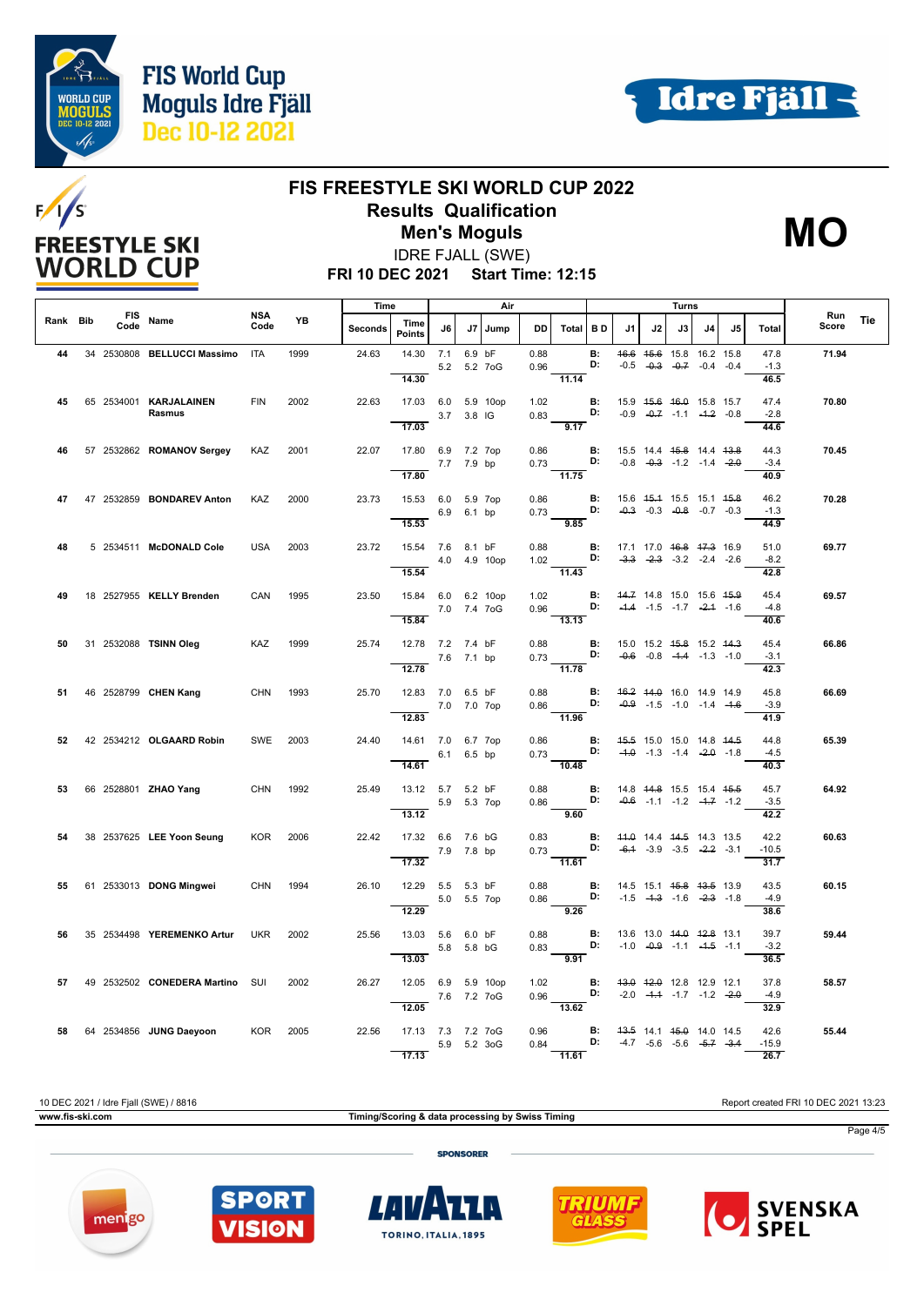# FIS FREESTYLE SKI WORLD CUP 2022

## Results Qualification

### Men's Moguls

IDRE FJALL (SWE)

**FRI 10 DEC 2021 Start Time: 12:15**

**MO**

| Rank | Bib | FIS Code | Name | NSA Code | YB | Time Seconds | Time Points | J6 | J7 | Jump | DD | Air Total | B D | J1 | J2 | J3 | J4 | J5 | Turns Total | Run Score | Tie |
|---|---|---|---|---|---|---|---|---|---|---|---|---|---|---|---|---|---|---|---|---|---|
| 44 | 34 | 2530808 | BELLUCCI Massimo | ITA | 1999 | 24.63 | 14.30 | 7.1<br>5.2 | 6.9<br>5.2 | bF<br>7oG | 0.88<br>0.96 | 11.14 | B:<br>D: | ~~46.6~~<br>-0.5 | ~~15.6~~<br>~~-0.3~~ | 15.8<br>~~-0.7~~ | 16.2<br>-0.4 | 15.8<br>-0.4 | 47.8<br>-1.3<br>46.5 | 71.94 | |
| 45 | 65 | 2534001 | KARJALAINEN Rasmus | FIN | 2002 | 22.63 | 17.03 | 6.0<br>3.7 | 5.9<br>3.8 | 10op<br>IG | 1.02<br>0.83 | 9.17 | B:<br>D: | 15.9<br>-0.9 | ~~15.6~~<br>~~-0.7~~ | ~~16.0~~<br>-1.1 | 15.8<br>~~-1.2~~ | 15.7<br>-0.8 | 47.4<br>-2.8<br>44.6 | 70.80 | |
| 46 | 57 | 2532862 | ROMANOV Sergey | KAZ | 2001 | 22.07 | 17.80 | 6.9<br>7.7 | 7.2<br>7.9 | 7op<br>bp | 0.86<br>0.73 | 11.75 | B:<br>D: | 15.5<br>-0.8 | 14.4<br>~~-0.3~~ | ~~15.8~~<br>-1.2 | 14.4<br>-1.4 | ~~13.8~~<br>~~-2.0~~ | 44.3<br>-3.4<br>40.9 | 70.45 | |
| 47 | 47 | 2532859 | BONDAREV Anton | KAZ | 2000 | 23.73 | 15.53 | 6.0<br>6.9 | 5.9<br>6.1 | 7op<br>bp | 0.86<br>0.73 | 9.85 | B:<br>D: | 15.6<br>~~-0.3~~ | ~~15.1~~<br>-0.3 | 15.5<br>~~-0.8~~ | 15.1<br>-0.7 | ~~15.8~~<br>-0.3 | 46.2<br>-1.3<br>44.9 | 70.28 | |
| 48 | 5 | 2534511 | McDONALD Cole | USA | 2003 | 23.72 | 15.54 | 7.6<br>4.0 | 8.1<br>4.9 | bF<br>10op | 0.88<br>1.02 | 11.43 | B:<br>D: | 17.1<br>~~-3.3~~ | 17.0<br>~~-2.3~~ | ~~16.8~~<br>-3.2 | ~~17.3~~<br>-2.4 | 16.9<br>-2.6 | 51.0<br>-8.2<br>42.8 | 69.77 | |
| 49 | 18 | 2527955 | KELLY Brenden | CAN | 1995 | 23.50 | 15.84 | 6.0<br>7.0 | 6.2<br>7.4 | 10op<br>7oG | 1.02<br>0.96 | 13.13 | B:<br>D: | ~~14.7~~<br>~~-1.4~~ | 14.8<br>-1.5 | 15.0<br>-1.7 | 15.6<br>~~-2.1~~ | ~~15.9~~<br>-1.6 | 45.4<br>-4.8<br>40.6 | 69.57 | |
| 50 | 31 | 2532088 | TSINN Oleg | KAZ | 1999 | 25.74 | 12.78 | 7.2<br>7.6 | 7.4<br>7.1 | bF<br>bp | 0.88<br>0.73 | 11.78 | B:<br>D: | 15.0<br>~~-0.6~~ | 15.2<br>-0.8 | ~~15.8~~<br>~~-1.4~~ | 15.2<br>-1.3 | ~~14.3~~<br>-1.0 | 45.4<br>-3.1<br>42.3 | 66.86 | |
| 51 | 46 | 2528799 | CHEN Kang | CHN | 1993 | 25.70 | 12.83 | 7.0<br>7.0 | 6.5<br>7.0 | bF<br>7op | 0.88<br>0.86 | 11.96 | B:<br>D: | ~~16.2~~<br>~~-0.9~~ | ~~14.0~~<br>-1.5 | 16.0<br>-1.0 | 14.9<br>-1.4 | 14.9<br>~~-1.6~~ | 45.8<br>-3.9<br>41.9 | 66.69 | |
| 52 | 42 | 2534212 | OLGAARD Robin | SWE | 2003 | 24.40 | 14.61 | 7.0<br>6.1 | 6.7<br>6.5 | 7op<br>bp | 0.86<br>0.73 | 10.48 | B:<br>D: | ~~15.5~~<br>~~-1.0~~ | 15.0<br>-1.3 | 15.0<br>-1.4 | 14.8<br>~~-2.0~~ | ~~14.5~~<br>-1.8 | 44.8<br>-4.5<br>40.3 | 65.39 | |
| 53 | 66 | 2528801 | ZHAO Yang | CHN | 1992 | 25.49 | 13.12 | 5.7<br>5.9 | 5.2<br>5.3 | bF<br>7op | 0.88<br>0.86 | 9.60 | B:<br>D: | 14.8<br>~~-0.6~~ | ~~14.8~~<br>-1.1 | 15.5<br>-1.2 | 15.4<br>~~-1.7~~ | ~~15.5~~<br>-1.2 | 45.7<br>-3.5<br>42.2 | 64.92 | |
| 54 | 38 | 2537625 | LEE Yoon Seung | KOR | 2006 | 22.42 | 17.32 | 6.6<br>7.9 | 7.6<br>7.8 | bG<br>bp | 0.83<br>0.73 | 11.61 | B:<br>D: | ~~11.0~~<br>~~-6.1~~ | 14.4<br>-3.9 | ~~14.5~~<br>-3.5 | 14.3<br>~~-2.2~~ | 13.5<br>-3.1 | 42.2<br>-10.5<br>31.7 | 60.63 | |
| 55 | 61 | 2533013 | DONG Mingwei | CHN | 1994 | 26.10 | 12.29 | 5.5<br>5.0 | 5.3<br>5.5 | bF<br>7op | 0.88<br>0.86 | 9.26 | B:<br>D: | 14.5<br>-1.5 | 15.1<br>~~-1.3~~ | ~~15.8~~<br>-1.6 | ~~13.5~~<br>~~-2.3~~ | 13.9<br>-1.8 | 43.5<br>-4.9<br>38.6 | 60.15 | |
| 56 | 35 | 2534498 | YEREMENKO Artur | UKR | 2002 | 25.56 | 13.03 | 5.6<br>5.8 | 6.0<br>5.8 | bF<br>bG | 0.88<br>0.83 | 9.91 | B:<br>D: | 13.6<br>-1.0 | 13.0<br>~~-0.9~~ | ~~14.0~~<br>-1.1 | ~~12.8~~<br>~~-1.5~~ | 13.1<br>-1.1 | 39.7<br>-3.2<br>36.5 | 59.44 | |
| 57 | 49 | 2532502 | CONEDERA Martino | SUI | 2002 | 26.27 | 12.05 | 6.9<br>7.6 | 5.9<br>7.2 | 10op<br>7oG | 1.02<br>0.96 | 13.62 | B:<br>D: | ~~13.0~~<br>-2.0 | ~~12.0~~<br>~~-1.1~~ | 12.8<br>-1.7 | 12.9<br>-1.2 | 12.1<br>~~-2.0~~ | 37.8<br>-4.9<br>32.9 | 58.57 | |
| 58 | 64 | 2534856 | JUNG Daeyoon | KOR | 2005 | 22.56 | 17.13 | 7.3<br>5.9 | 7.2<br>5.2 | 7oG<br>3oG | 0.96<br>0.84 | 11.61 | B:<br>D: | ~~13.5~~<br>-4.7 | 14.1<br>-5.6 | ~~15.0~~<br>-5.6 | 14.0<br>~~-5.7~~ | 14.5<br>~~-3.4~~ | 42.6<br>-15.9<br>26.7 | 55.44 | |

10 DEC 2021 / Idre Fjall (SWE) / 8816 — Report created FRI 10 DEC 2021 13:23

www.fis-ski.com — Timing/Scoring & data processing by Swiss Timing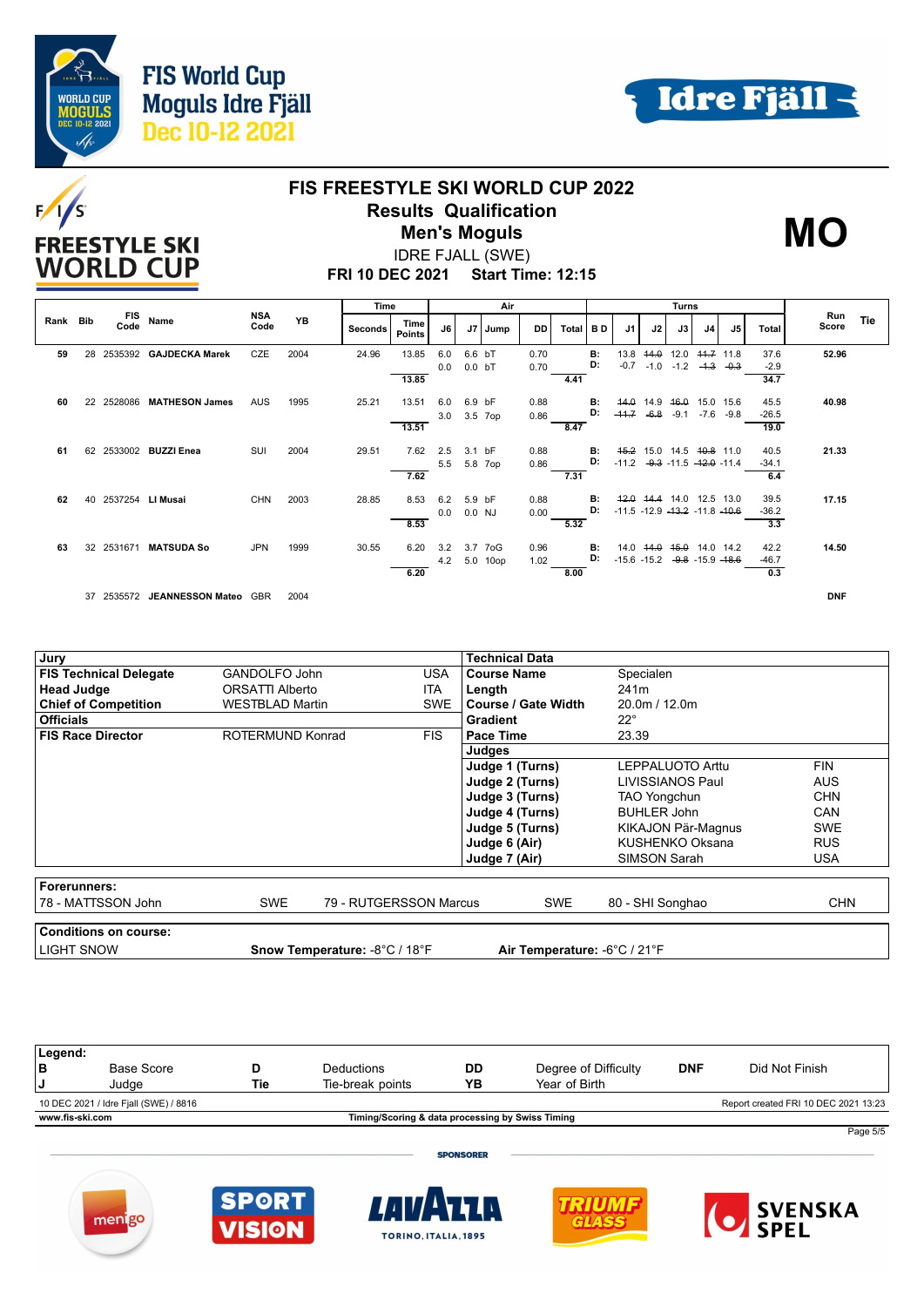FIS World Cup Moguls Idre Fjäll Dec 10-12 2021

# FIS FREESTYLE SKI WORLD CUP 2022

## Results Qualification

## Men's Moguls

**MO**

IDRE FJALL (SWE)

**FRI 10 DEC 2021 Start Time: 12:15**

| Rank | Bib | FIS Code | Name | NSA Code | YB | Time Seconds | Time Points | Air J6 | Air J7 | Air Jump | Air DD | Air Total | B D | Turns J1 | Turns J2 | Turns J3 | Turns J4 | Turns J5 | Turns Total | Run Score | Tie |
|---|---|---|---|---|---|---|---|---|---|---|---|---|---|---|---|---|---|---|---|---|---|
| 59 | 28 | 2535392 | GAJDECKA Marek | CZE | 2004 | 24.96 | 13.85 | 6.0 | 6.6 | bT | 0.70 | | B: | 13.8 | ~~14.0~~ | 12.0 | ~~11.7~~ | 11.8 | 37.6 | 52.96 | |
| | | | | | | | | 0.0 | 0.0 | bT | 0.70 | | D: | -0.7 | -1.0 | -1.2 | ~~-1.3~~ | ~~-0.3~~ | -2.9 | | |
| | | | | | | | 13.85 | | | | | 4.41 | | | | | | | 34.7 | | |
| 60 | 22 | 2528086 | MATHESON James | AUS | 1995 | 25.21 | 13.51 | 6.0 | 6.9 | bF | 0.88 | | B: | ~~14.0~~ | 14.9 | ~~16.0~~ | 15.0 | 15.6 | 45.5 | 40.98 | |
| | | | | | | | | 3.0 | 3.5 | 7op | 0.86 | | D: | ~~-11.7~~ | ~~-6.8~~ | -9.1 | -7.6 | -9.8 | -26.5 | | |
| | | | | | | | 13.51 | | | | | 8.47 | | | | | | | 19.0 | | |
| 61 | 62 | 2533002 | BUZZI Enea | SUI | 2004 | 29.51 | 7.62 | 2.5 | 3.1 | bF | 0.88 | | B: | ~~15.2~~ | 15.0 | 14.5 | ~~10.8~~ | 11.0 | 40.5 | 21.33 | |
| | | | | | | | | 5.5 | 5.8 | 7op | 0.86 | | D: | -11.2 | ~~-9.3~~ | -11.5 | ~~-12.0~~ | -11.4 | -34.1 | | |
| | | | | | | | 7.62 | | | | | 7.31 | | | | | | | 6.4 | | |
| 62 | 40 | 2537254 | LI Musai | CHN | 2003 | 28.85 | 8.53 | 6.2 | 5.9 | bF | 0.88 | | B: | ~~12.0~~ | ~~14.4~~ | 14.0 | 12.5 | 13.0 | 39.5 | 17.15 | |
| | | | | | | | | 0.0 | 0.0 | NJ | 0.00 | | D: | -11.5 | -12.9 | ~~-13.2~~ | -11.8 | ~~-10.6~~ | -36.2 | | |
| | | | | | | | 8.53 | | | | | 5.32 | | | | | | | 3.3 | | |
| 63 | 32 | 2531671 | MATSUDA So | JPN | 1999 | 30.55 | 6.20 | 3.2 | 3.7 | 7oG | 0.96 | | B: | 14.0 | ~~14.0~~ | ~~15.0~~ | 14.0 | 14.2 | 42.2 | 14.50 | |
| | | | | | | | | 4.2 | 5.0 | 10op | 1.02 | | D: | -15.6 | -15.2 | ~~-9.8~~ | -15.9 | ~~-18.6~~ | -46.7 | | |
| | | | | | | | 6.20 | | | | | 8.00 | | | | | | | 0.3 | | |
| | 37 | 2535572 | JEANNESSON Mateo | GBR | 2004 | | | | | | | | | | | | | | | DNF | |

| Jury | | |
|---|---|---|
| **FIS Technical Delegate** | GANDOLFO John | USA |
| **Head Judge** | ORSATTI Alberto | ITA |
| **Chief of Competition** | WESTBLAD Martin | SWE |
| **Officials** | | |
| **FIS Race Director** | ROTERMUND Konrad | FIS |

| Technical Data | | |
|---|---|---|
| **Course Name** | Specialen | |
| **Length** | 241m | |
| **Course / Gate Width** | 20.0m / 12.0m | |
| **Gradient** | 22° | |
| **Pace Time** | 23.39 | |
| **Judges** | | |
| **Judge 1 (Turns)** | LEPPALUOTO Arttu | FIN |
| **Judge 2 (Turns)** | LIVISSIANOS Paul | AUS |
| **Judge 3 (Turns)** | TAO Yongchun | CHN |
| **Judge 4 (Turns)** | BUHLER John | CAN |
| **Judge 5 (Turns)** | KIKAJON Pär-Magnus | SWE |
| **Judge 6 (Air)** | KUSHENKO Oksana | RUS |
| **Judge 7 (Air)** | SIMSON Sarah | USA |

**Forerunners:**

78 - MATTSSON John SWE · 79 - RUTGERSSON Marcus SWE · 80 - SHI Songhao CHN

**Conditions on course:**

LIGHT SNOW · **Snow Temperature: -8°C / 18°F** · **Air Temperature: -6°C / 21°F**

| Legend: | | | | | | | |
|---|---|---|---|---|---|---|---|
| **B** | Base Score | **D** | Deductions | **DD** | Degree of Difficulty | **DNF** | Did Not Finish |
| **J** | Judge | **Tie** | Tie-break points | **YB** | Year of Birth | | |

10 DEC 2021 / Idre Fjall (SWE) / 8816 — Report created FRI 10 DEC 2021 13:23

www.fis-ski.com — Timing/Scoring & data processing by Swiss Timing

SPONSOREOR